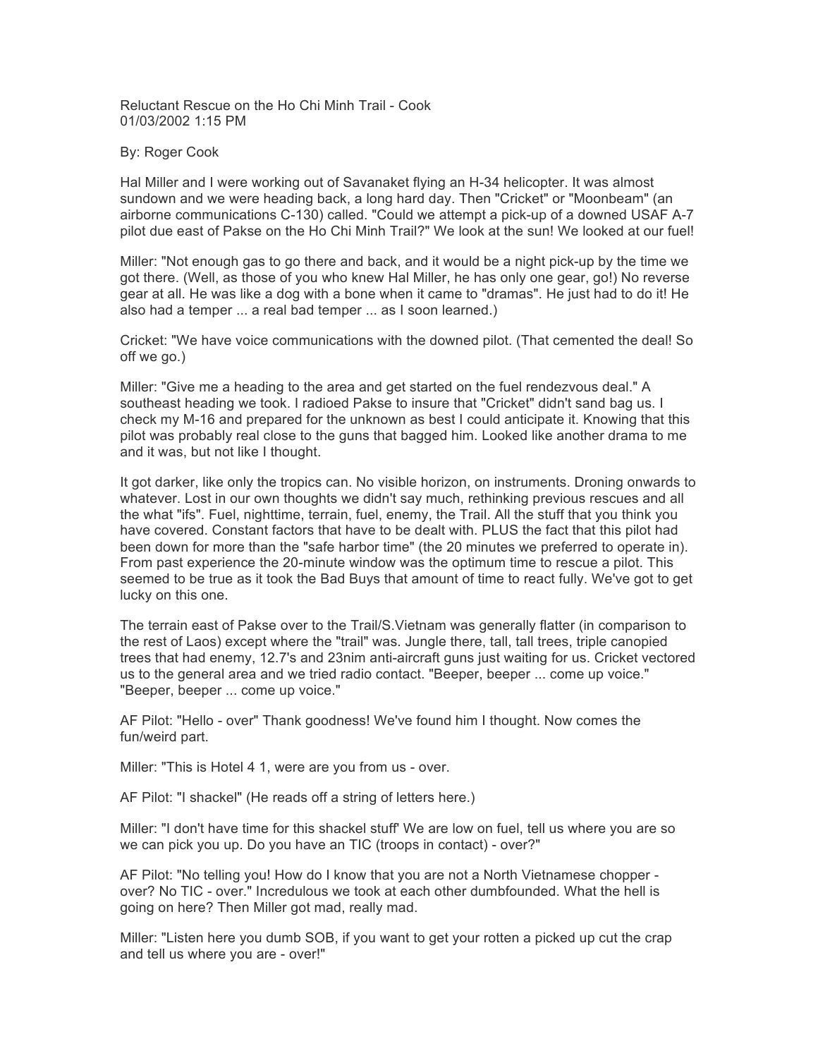Reluctant Rescue on the Ho Chi Minh Trail - Cook
01/03/2002 1:15 PM

By: Roger Cook

Hal Miller and I were working out of Savanaket flying an H-34 helicopter. It was almost sundown and we were heading back, a long hard day. Then "Cricket" or "Moonbeam" (an airborne communications C-130) called. "Could we attempt a pick-up of a downed USAF A-7 pilot due east of Pakse on the Ho Chi Minh Trail?" We look at the sun! We looked at our fuel!

Miller: "Not enough gas to go there and back, and it would be a night pick-up by the time we got there. (Well, as those of you who knew Hal Miller, he has only one gear, go!) No reverse gear at all. He was like a dog with a bone when it came to "dramas". He just had to do it! He also had a temper ... a real bad temper ... as I soon learned.)

Cricket: "We have voice communications with the downed pilot. (That cemented the deal! So off we go.)

Miller: "Give me a heading to the area and get started on the fuel rendezvous deal." A southeast heading we took. I radioed Pakse to insure that "Cricket" didn't sand bag us. I check my M-16 and prepared for the unknown as best I could anticipate it. Knowing that this pilot was probably real close to the guns that bagged him. Looked like another drama to me and it was, but not like I thought.

It got darker, like only the tropics can. No visible horizon, on instruments. Droning onwards to whatever. Lost in our own thoughts we didn't say much, rethinking previous rescues and all the what "ifs". Fuel, nighttime, terrain, fuel, enemy, the Trail. All the stuff that you think you have covered. Constant factors that have to be dealt with. PLUS the fact that this pilot had been down for more than the "safe harbor time" (the 20 minutes we preferred to operate in). From past experience the 20-minute window was the optimum time to rescue a pilot. This seemed to be true as it took the Bad Buys that amount of time to react fully. We've got to get lucky on this one.

The terrain east of Pakse over to the Trail/S.Vietnam was generally flatter (in comparison to the rest of Laos) except where the "trail" was. Jungle there, tall, tall trees, triple canopied trees that had enemy, 12.7's and 23nim anti-aircraft guns just waiting for us. Cricket vectored us to the general area and we tried radio contact. "Beeper, beeper ... come up voice." "Beeper, beeper ... come up voice."

AF Pilot: "Hello - over" Thank goodness! We've found him I thought. Now comes the fun/weird part.

Miller: "This is Hotel 4 1, were are you from us - over.

AF Pilot: "I shackel" (He reads off a string of letters here.)

Miller: "I don't have time for this shackel stuff' We are low on fuel, tell us where you are so we can pick you up. Do you have an TIC (troops in contact) - over?"

AF Pilot: "No telling you! How do I know that you are not a North Vietnamese chopper - over? No TIC - over." Incredulous we took at each other dumbfounded. What the hell is going on here? Then Miller got mad, really mad.

Miller: "Listen here you dumb SOB, if you want to get your rotten a picked up cut the crap and tell us where you are - over!"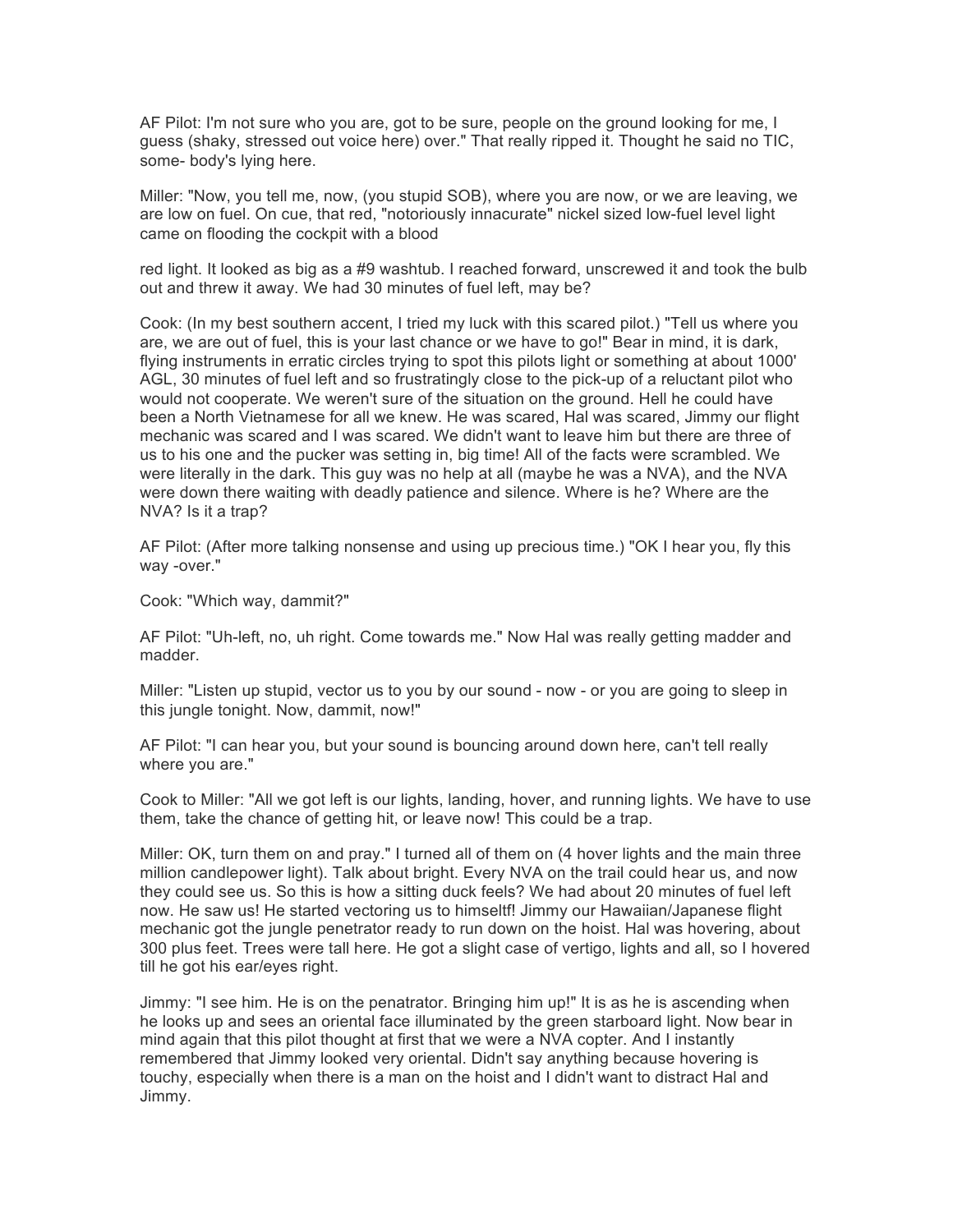AF Pilot: I'm not sure who you are, got to be sure, people on the ground looking for me, I guess (shaky, stressed out voice here) over." That really ripped it. Thought he said no TIC, some- body's lying here.

Miller: "Now, you tell me, now, (you stupid SOB), where you are now, or we are leaving, we are low on fuel. On cue, that red, "notoriously innacurate" nickel sized low-fuel level light came on flooding the cockpit with a blood

red light. It looked as big as a #9 washtub. I reached forward, unscrewed it and took the bulb out and threw it away. We had 30 minutes of fuel left, may be?

Cook: (In my best southern accent, I tried my luck with this scared pilot.) "Tell us where you are, we are out of fuel, this is your last chance or we have to go!" Bear in mind, it is dark, flying instruments in erratic circles trying to spot this pilots light or something at about 1000' AGL, 30 minutes of fuel left and so frustratingly close to the pick-up of a reluctant pilot who would not cooperate. We weren't sure of the situation on the ground. Hell he could have been a North Vietnamese for all we knew. He was scared, Hal was scared, Jimmy our flight mechanic was scared and I was scared. We didn't want to leave him but there are three of us to his one and the pucker was setting in, big time! All of the facts were scrambled. We were literally in the dark. This guy was no help at all (maybe he was a NVA), and the NVA were down there waiting with deadly patience and silence. Where is he? Where are the NVA? Is it a trap?

AF Pilot: (After more talking nonsense and using up precious time.) "OK I hear you, fly this way -over."

Cook: "Which way, dammit?"

AF Pilot: "Uh-left, no, uh right. Come towards me." Now Hal was really getting madder and madder.

Miller: "Listen up stupid, vector us to you by our sound - now - or you are going to sleep in this jungle tonight. Now, dammit, now!"

AF Pilot: "I can hear you, but your sound is bouncing around down here, can't tell really where you are."

Cook to Miller: "All we got left is our lights, landing, hover, and running lights. We have to use them, take the chance of getting hit, or leave now! This could be a trap.

Miller: OK, turn them on and pray." I turned all of them on (4 hover lights and the main three million candlepower light). Talk about bright. Every NVA on the trail could hear us, and now they could see us. So this is how a sitting duck feels? We had about 20 minutes of fuel left now. He saw us! He started vectoring us to himseltf! Jimmy our Hawaiian/Japanese flight mechanic got the jungle penetrator ready to run down on the hoist. Hal was hovering, about 300 plus feet. Trees were tall here. He got a slight case of vertigo, lights and all, so I hovered till he got his ear/eyes right.

Jimmy: "I see him. He is on the penatrator. Bringing him up!" It is as he is ascending when he looks up and sees an oriental face illuminated by the green starboard light. Now bear in mind again that this pilot thought at first that we were a NVA copter. And I instantly remembered that Jimmy looked very oriental. Didn't say anything because hovering is touchy, especially when there is a man on the hoist and I didn't want to distract Hal and Jimmy.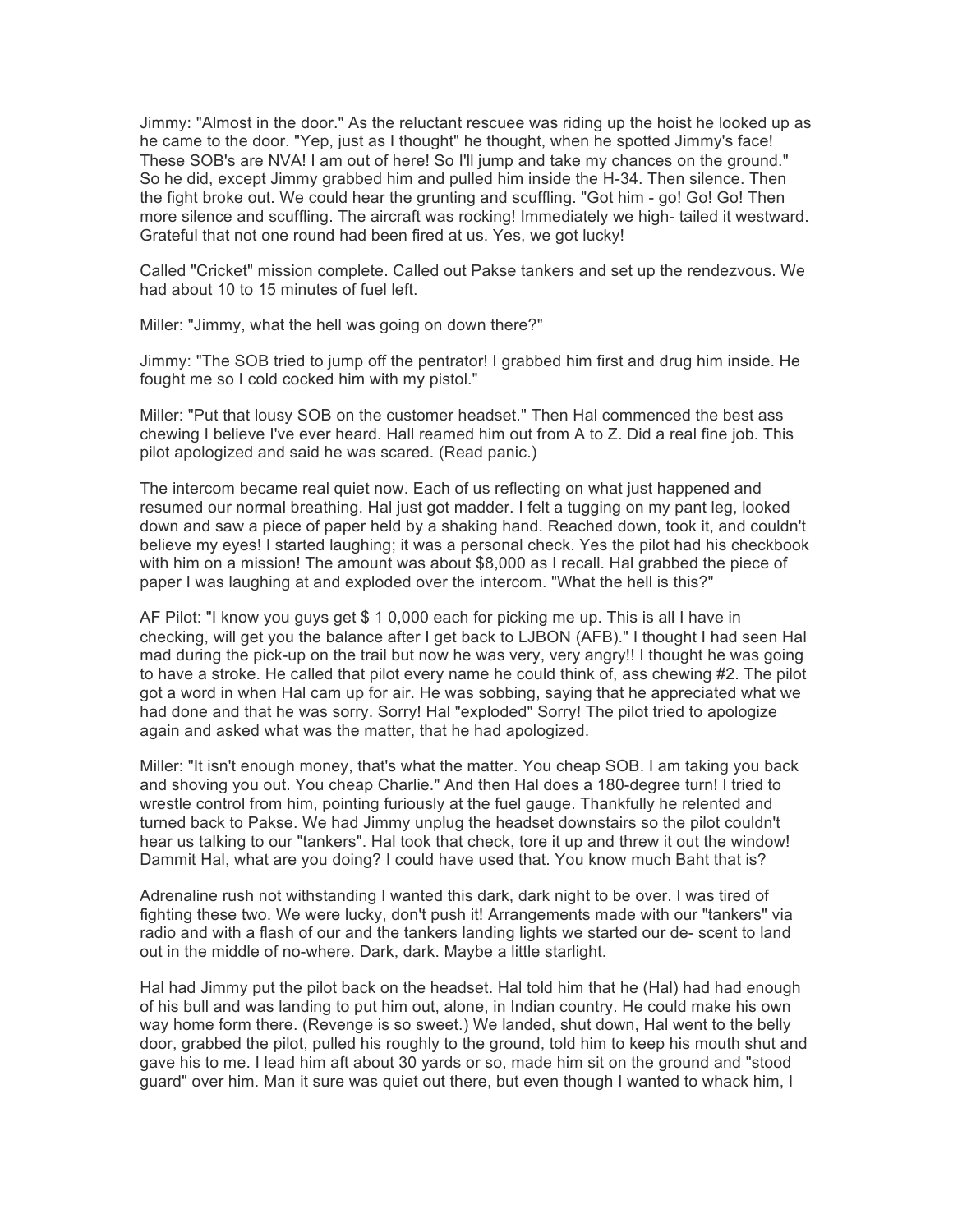Jimmy: "Almost in the door." As the reluctant rescuee was riding up the hoist he looked up as he came to the door. "Yep, just as I thought" he thought, when he spotted Jimmy's face! These SOB's are NVA! I am out of here! So I'll jump and take my chances on the ground." So he did, except Jimmy grabbed him and pulled him inside the H-34. Then silence. Then the fight broke out. We could hear the grunting and scuffling. "Got him - go! Go! Go! Then more silence and scuffling. The aircraft was rocking! Immediately we high- tailed it westward. Grateful that not one round had been fired at us. Yes, we got lucky!

Called "Cricket" mission complete. Called out Pakse tankers and set up the rendezvous. We had about 10 to 15 minutes of fuel left.

Miller: "Jimmy, what the hell was going on down there?"

Jimmy: "The SOB tried to jump off the pentrator! I grabbed him first and drug him inside. He fought me so I cold cocked him with my pistol."

Miller: "Put that lousy SOB on the customer headset." Then Hal commenced the best ass chewing I believe I've ever heard. Hall reamed him out from A to Z. Did a real fine job. This pilot apologized and said he was scared. (Read panic.)

The intercom became real quiet now. Each of us reflecting on what just happened and resumed our normal breathing. Hal just got madder. I felt a tugging on my pant leg, looked down and saw a piece of paper held by a shaking hand. Reached down, took it, and couldn't believe my eyes! I started laughing; it was a personal check. Yes the pilot had his checkbook with him on a mission! The amount was about $8,000 as I recall. Hal grabbed the piece of paper I was laughing at and exploded over the intercom. "What the hell is this?"

AF Pilot: "I know you guys get $ 1 0,000 each for picking me up. This is all I have in checking, will get you the balance after I get back to LJBON (AFB)." I thought I had seen Hal mad during the pick-up on the trail but now he was very, very angry!! I thought he was going to have a stroke. He called that pilot every name he could think of, ass chewing #2. The pilot got a word in when Hal cam up for air. He was sobbing, saying that he appreciated what we had done and that he was sorry. Sorry! Hal "exploded" Sorry! The pilot tried to apologize again and asked what was the matter, that he had apologized.

Miller: "It isn't enough money, that's what the matter. You cheap SOB. I am taking you back and shoving you out. You cheap Charlie." And then Hal does a 180-degree turn! I tried to wrestle control from him, pointing furiously at the fuel gauge. Thankfully he relented and turned back to Pakse. We had Jimmy unplug the headset downstairs so the pilot couldn't hear us talking to our "tankers". Hal took that check, tore it up and threw it out the window! Dammit Hal, what are you doing? I could have used that. You know much Baht that is?

Adrenaline rush not withstanding I wanted this dark, dark night to be over. I was tired of fighting these two. We were lucky, don't push it! Arrangements made with our "tankers" via radio and with a flash of our and the tankers landing lights we started our de- scent to land out in the middle of no-where. Dark, dark. Maybe a little starlight.

Hal had Jimmy put the pilot back on the headset. Hal told him that he (Hal) had had enough of his bull and was landing to put him out, alone, in Indian country. He could make his own way home form there. (Revenge is so sweet.) We landed, shut down, Hal went to the belly door, grabbed the pilot, pulled his roughly to the ground, told him to keep his mouth shut and gave his to me. I lead him aft about 30 yards or so, made him sit on the ground and "stood guard" over him. Man it sure was quiet out there, but even though I wanted to whack him, I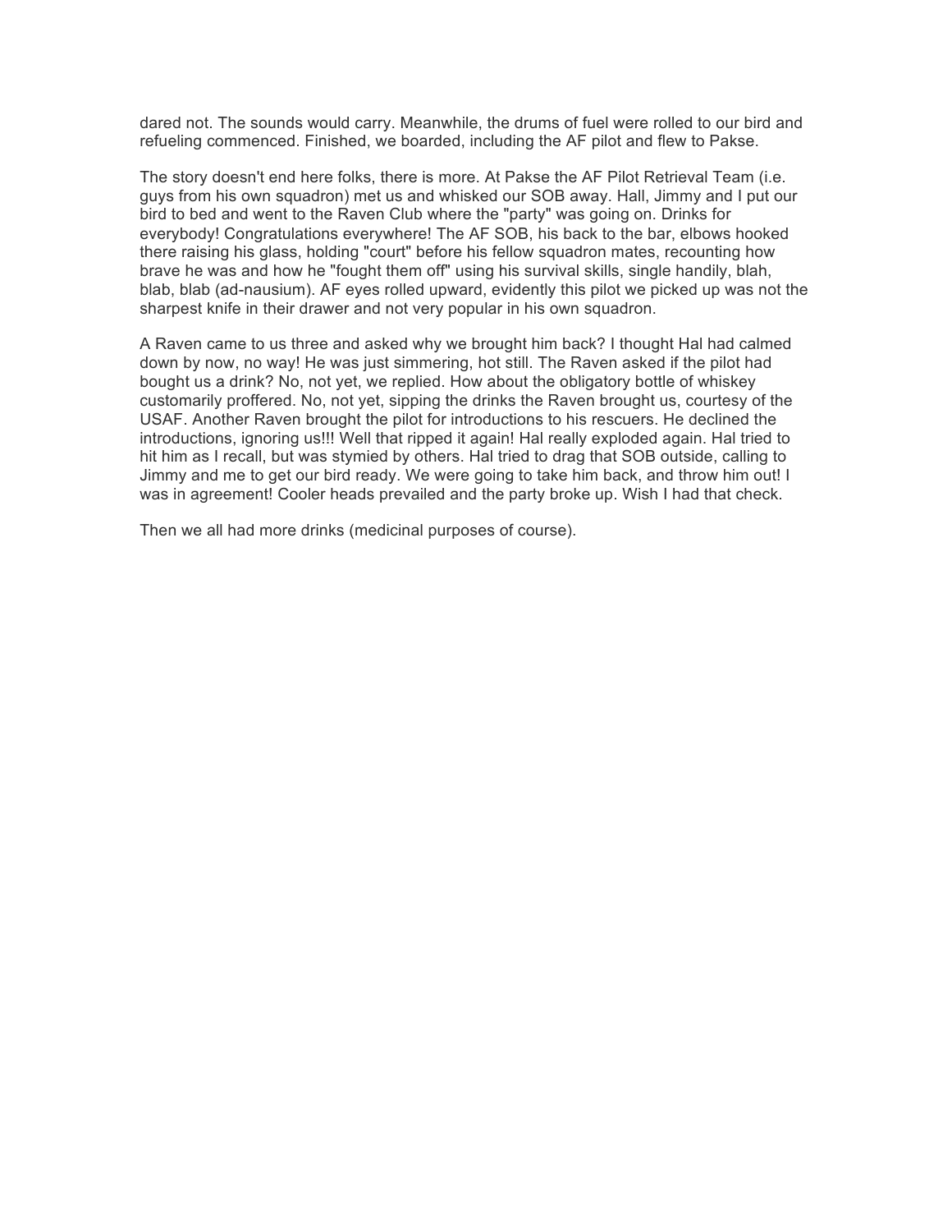dared not. The sounds would carry. Meanwhile, the drums of fuel were rolled to our bird and refueling commenced. Finished, we boarded, including the AF pilot and flew to Pakse.

The story doesn't end here folks, there is more. At Pakse the AF Pilot Retrieval Team (i.e. guys from his own squadron) met us and whisked our SOB away. Hall, Jimmy and I put our bird to bed and went to the Raven Club where the "party" was going on. Drinks for everybody! Congratulations everywhere! The AF SOB, his back to the bar, elbows hooked there raising his glass, holding "court" before his fellow squadron mates, recounting how brave he was and how he "fought them off" using his survival skills, single handily, blah, blab, blab (ad-nausium). AF eyes rolled upward, evidently this pilot we picked up was not the sharpest knife in their drawer and not very popular in his own squadron.

A Raven came to us three and asked why we brought him back? I thought Hal had calmed down by now, no way! He was just simmering, hot still. The Raven asked if the pilot had bought us a drink? No, not yet, we replied. How about the obligatory bottle of whiskey customarily proffered. No, not yet, sipping the drinks the Raven brought us, courtesy of the USAF. Another Raven brought the pilot for introductions to his rescuers. He declined the introductions, ignoring us!!! Well that ripped it again! Hal really exploded again. Hal tried to hit him as I recall, but was stymied by others. Hal tried to drag that SOB outside, calling to Jimmy and me to get our bird ready. We were going to take him back, and throw him out! I was in agreement! Cooler heads prevailed and the party broke up. Wish I had that check.

Then we all had more drinks (medicinal purposes of course).